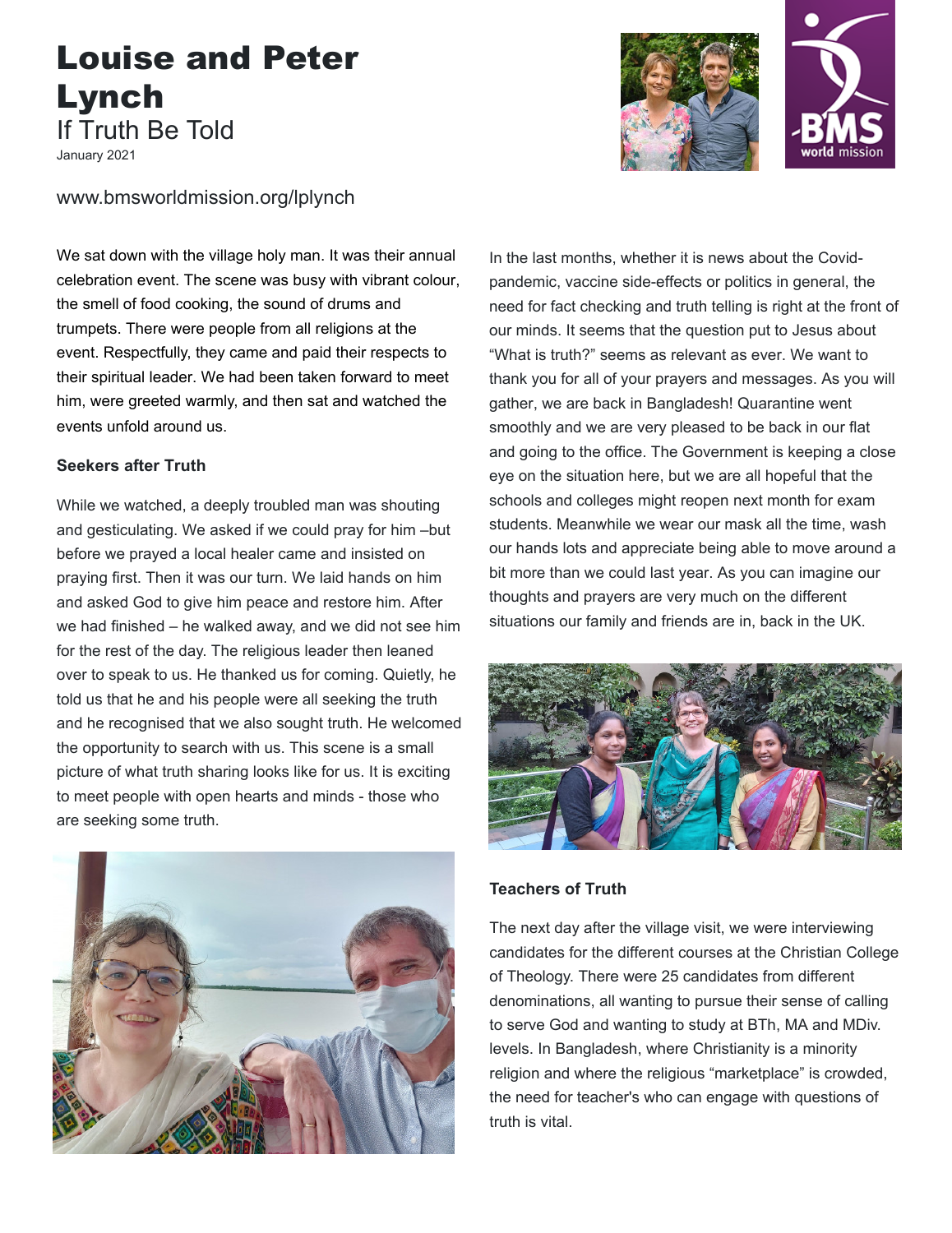# Louise and Peter Lynch

If Truth Be Told

January 2021

www.bmsworldmission.org/lplynch

We sat down with the village holy man. It was their annual celebration event. The scene was busy with vibrant colour, the smell of food cooking, the sound of drums and trumpets. There were people from all religions at the event. Respectfully, they came and paid their respects to their spiritual leader. We had been taken forward to meet him, were greeted warmly, and then sat and watched the events unfold around us.

**Seekers after Truth**

While we watched, a deeply troubled man was shouting and gesticulating. We asked if we could pray for him –but before we prayed a local healer came and insisted on praying first. Then it was our turn. We laid hands on him and asked God to give him peace and restore him. After we had finished – he walked away, and we did not see him for the rest of the day. The religious leader then leaned over to speak to us. He thanked us for coming. Quietly, he told us that he and his people were all seeking the truth and he recognised that we also sought truth. He welcomed the opportunity to search with us. This scene is a small picture of what truth sharing looks like for us. It is exciting to meet people with open hearts and minds - those who are seeking some truth.

In the last months, whether it is news about the Covid-pandemic, vaccine side-effects or politics in general, the need for fact checking and truth telling is right at the front of our minds. It seems that the question put to Jesus about "What is truth?" seems as relevant as ever. We want to thank you for all of your prayers and messages. As you will gather, we are back in Bangladesh! Quarantine went smoothly and we are very pleased to be back in our flat and going to the office. The Government is keeping a close eye on the situation here, but we are all hopeful that the schools and colleges might reopen next month for exam students. Meanwhile we wear our mask all the time, wash our hands lots and appreciate being able to move around a bit more than we could last year. As you can imagine our thoughts and prayers are very much on the different situations our family and friends are in, back in the UK.

**Teachers of Truth**

The next day after the village visit, we were interviewing candidates for the different courses at the Christian College of Theology. There were 25 candidates from different denominations, all wanting to pursue their sense of calling to serve God and wanting to study at BTh, MA and MDiv. levels. In Bangladesh, where Christianity is a minority religion and where the religious "marketplace" is crowded, the need for teacher's who can engage with questions of truth is vital.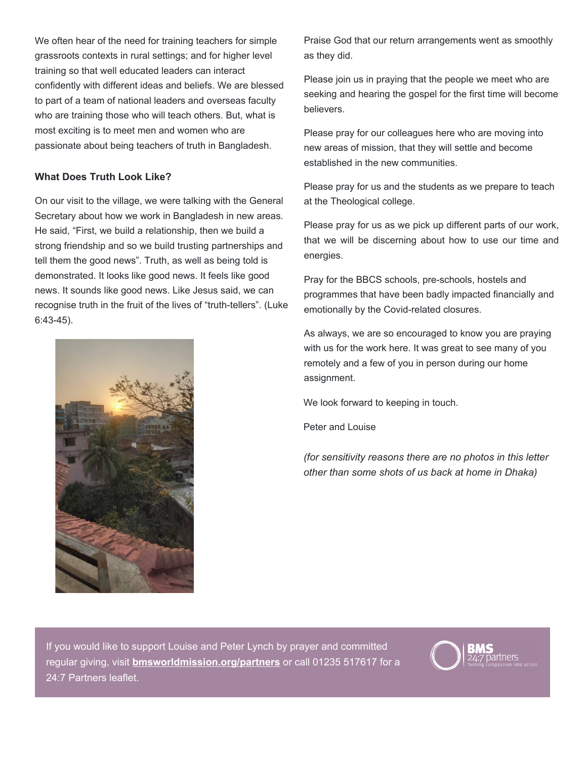We often hear of the need for training teachers for simple grassroots contexts in rural settings; and for higher level training so that well educated leaders can interact confidently with different ideas and beliefs. We are blessed to part of a team of national leaders and overseas faculty who are training those who will teach others. But, what is most exciting is to meet men and women who are passionate about being teachers of truth in Bangladesh.

**What Does Truth Look Like?**

On our visit to the village, we were talking with the General Secretary about how we work in Bangladesh in new areas. He said, "First, we build a relationship, then we build a strong friendship and so we build trusting partnerships and tell them the good news". Truth, as well as being told is demonstrated. It looks like good news. It feels like good news. It sounds like good news. Like Jesus said, we can recognise truth in the fruit of the lives of "truth-tellers". (Luke 6:43-45).

Praise God that our return arrangements went as smoothly as they did.

Please join us in praying that the people we meet who are seeking and hearing the gospel for the first time will become believers.

Please pray for our colleagues here who are moving into new areas of mission, that they will settle and become established in the new communities.

Please pray for us and the students as we prepare to teach at the Theological college.

Please pray for us as we pick up different parts of our work, that we will be discerning about how to use our time and energies.

Pray for the BBCS schools, pre-schools, hostels and programmes that have been badly impacted financially and emotionally by the Covid-related closures.

As always, we are so encouraged to know you are praying with us for the work here. It was great to see many of you remotely and a few of you in person during our home assignment.

We look forward to keeping in touch.

Peter and Louise

*(for sensitivity reasons there are no photos in this letter other than some shots of us back at home in Dhaka)*

If you would like to support Louise and Peter Lynch by prayer and committed regular giving, visit **bmsworldmission.org/partners** or call 01235 517617 for a 24:7 Partners leaflet.

BMS 24:7 partners
Turning compassion into action